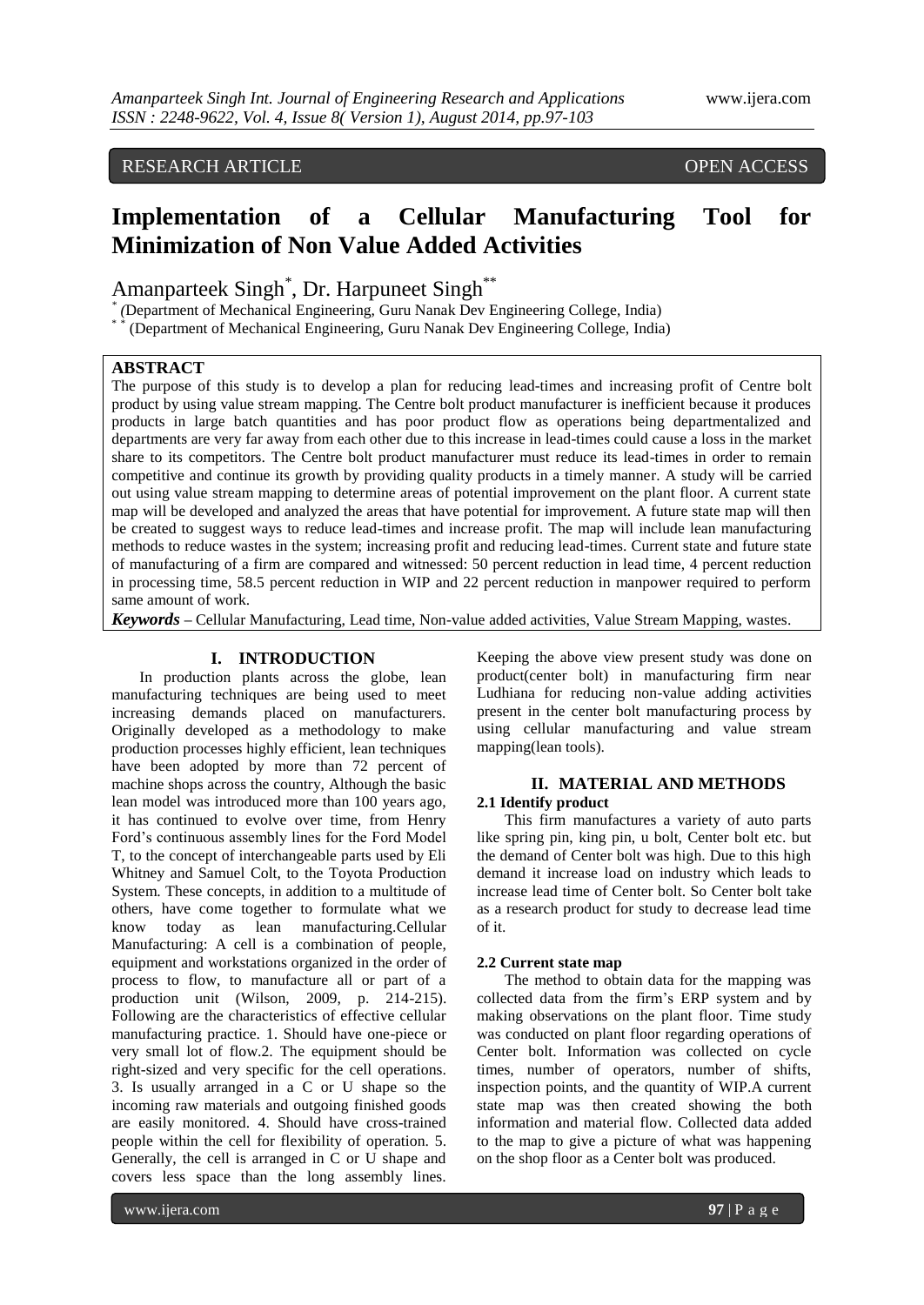RESEARCH ARTICLE OPEN ACCESS

# Implementation of a Cellular Manufacturing Tool for Minimization of Non Value Added Activities

Amanparteek Singh[*], Dr. Harpuneet Singh[**]

[*] (Department of Mechanical Engineering, Guru Nanak Dev Engineering College, India)

[**] (Department of Mechanical Engineering, Guru Nanak Dev Engineering College, India)

## ABSTRACT

The purpose of this study is to develop a plan for reducing lead-times and increasing profit of Centre bolt product by using value stream mapping. The Centre bolt product manufacturer is inefficient because it produces products in large batch quantities and has poor product flow as operations being departmentalized and departments are very far away from each other due to this increase in lead-times could cause a loss in the market share to its competitors. The Centre bolt product manufacturer must reduce its lead-times in order to remain competitive and continue its growth by providing quality products in a timely manner. A study will be carried out using value stream mapping to determine areas of potential improvement on the plant floor. A current state map will be developed and analyzed the areas that have potential for improvement. A future state map will then be created to suggest ways to reduce lead-times and increase profit. The map will include lean manufacturing methods to reduce wastes in the system; increasing profit and reducing lead-times. Current state and future state of manufacturing of a firm are compared and witnessed: 50 percent reduction in lead time, 4 percent reduction in processing time, 58.5 percent reduction in WIP and 22 percent reduction in manpower required to perform same amount of work.

***Keywords*** **–** Cellular Manufacturing, Lead time, Non-value added activities, Value Stream Mapping, wastes.

## I. INTRODUCTION

In production plants across the globe, lean manufacturing techniques are being used to meet increasing demands placed on manufacturers. Originally developed as a methodology to make production processes highly efficient, lean techniques have been adopted by more than 72 percent of machine shops across the country, Although the basic lean model was introduced more than 100 years ago, it has continued to evolve over time, from Henry Ford's continuous assembly lines for the Ford Model T, to the concept of interchangeable parts used by Eli Whitney and Samuel Colt, to the Toyota Production System. These concepts, in addition to a multitude of others, have come together to formulate what we know today as lean manufacturing.Cellular Manufacturing: A cell is a combination of people, equipment and workstations organized in the order of process to flow, to manufacture all or part of a production unit (Wilson, 2009, p. 214-215). Following are the characteristics of effective cellular manufacturing practice. 1. Should have one-piece or very small lot of flow.2. The equipment should be right-sized and very specific for the cell operations. 3. Is usually arranged in a C or U shape so the incoming raw materials and outgoing finished goods are easily monitored. 4. Should have cross-trained people within the cell for flexibility of operation. 5. Generally, the cell is arranged in C or U shape and covers less space than the long assembly lines. Keeping the above view present study was done on product(center bolt) in manufacturing firm near Ludhiana for reducing non-value adding activities present in the center bolt manufacturing process by using cellular manufacturing and value stream mapping(lean tools).

## II. MATERIAL AND METHODS

### 2.1 Identify product

This firm manufactures a variety of auto parts like spring pin, king pin, u bolt, Center bolt etc. but the demand of Center bolt was high. Due to this high demand it increase load on industry which leads to increase lead time of Center bolt. So Center bolt take as a research product for study to decrease lead time of it.

### 2.2 Current state map

The method to obtain data for the mapping was collected data from the firm's ERP system and by making observations on the plant floor. Time study was conducted on plant floor regarding operations of Center bolt. Information was collected on cycle times, number of operators, number of shifts, inspection points, and the quantity of WIP.A current state map was then created showing the both information and material flow. Collected data added to the map to give a picture of what was happening on the shop floor as a Center bolt was produced.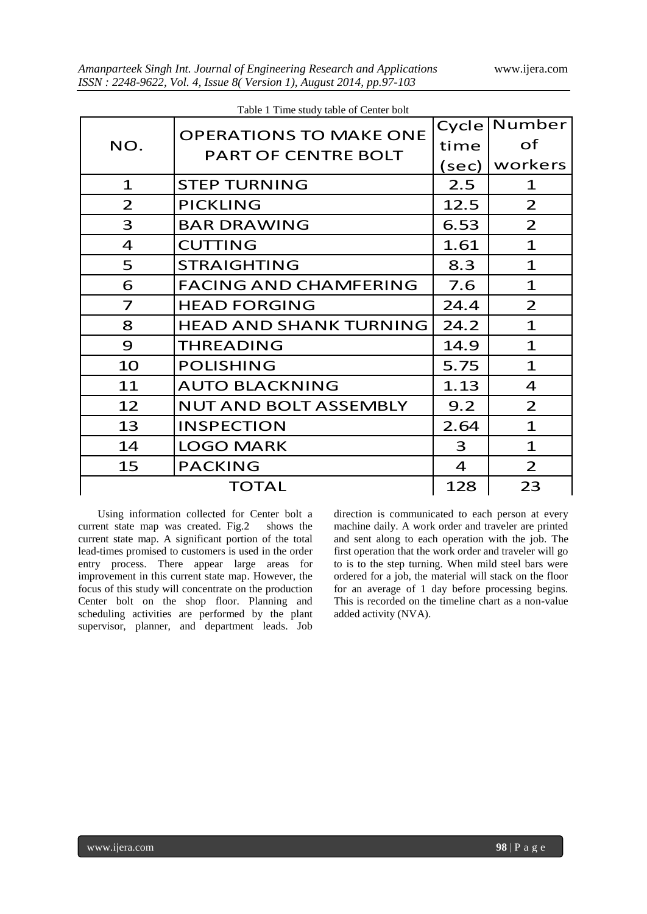Table 1 Time study table of Center bolt

| NO. | OPERATIONS TO MAKE ONE PART OF CENTRE BOLT | Cycle time (sec) | Number of workers |
|---|---|---|---|
| 1 | STEP TURNING | 2.5 | 1 |
| 2 | PICKLING | 12.5 | 2 |
| 3 | BAR DRAWING | 6.53 | 2 |
| 4 | CUTTING | 1.61 | 1 |
| 5 | STRAIGHTING | 8.3 | 1 |
| 6 | FACING AND CHAMFERING | 7.6 | 1 |
| 7 | HEAD FORGING | 24.4 | 2 |
| 8 | HEAD AND SHANK TURNING | 24.2 | 1 |
| 9 | THREADING | 14.9 | 1 |
| 10 | POLISHING | 5.75 | 1 |
| 11 | AUTO BLACKNING | 1.13 | 4 |
| 12 | NUT AND BOLT ASSEMBLY | 9.2 | 2 |
| 13 | INSPECTION | 2.64 | 1 |
| 14 | LOGO MARK | 3 | 1 |
| 15 | PACKING | 4 | 2 |
| TOTAL | | 128 | 23 |

Using information collected for Center bolt a current state map was created. Fig.2 shows the current state map. A significant portion of the total lead-times promised to customers is used in the order entry process. There appear large areas for improvement in this current state map. However, the focus of this study will concentrate on the production Center bolt on the shop floor. Planning and scheduling activities are performed by the plant supervisor, planner, and department leads. Job direction is communicated to each person at every machine daily. A work order and traveler are printed and sent along to each operation with the job. The first operation that the work order and traveler will go to is to the step turning. When mild steel bars were ordered for a job, the material will stack on the floor for an average of 1 day before processing begins. This is recorded on the timeline chart as a non-value added activity (NVA).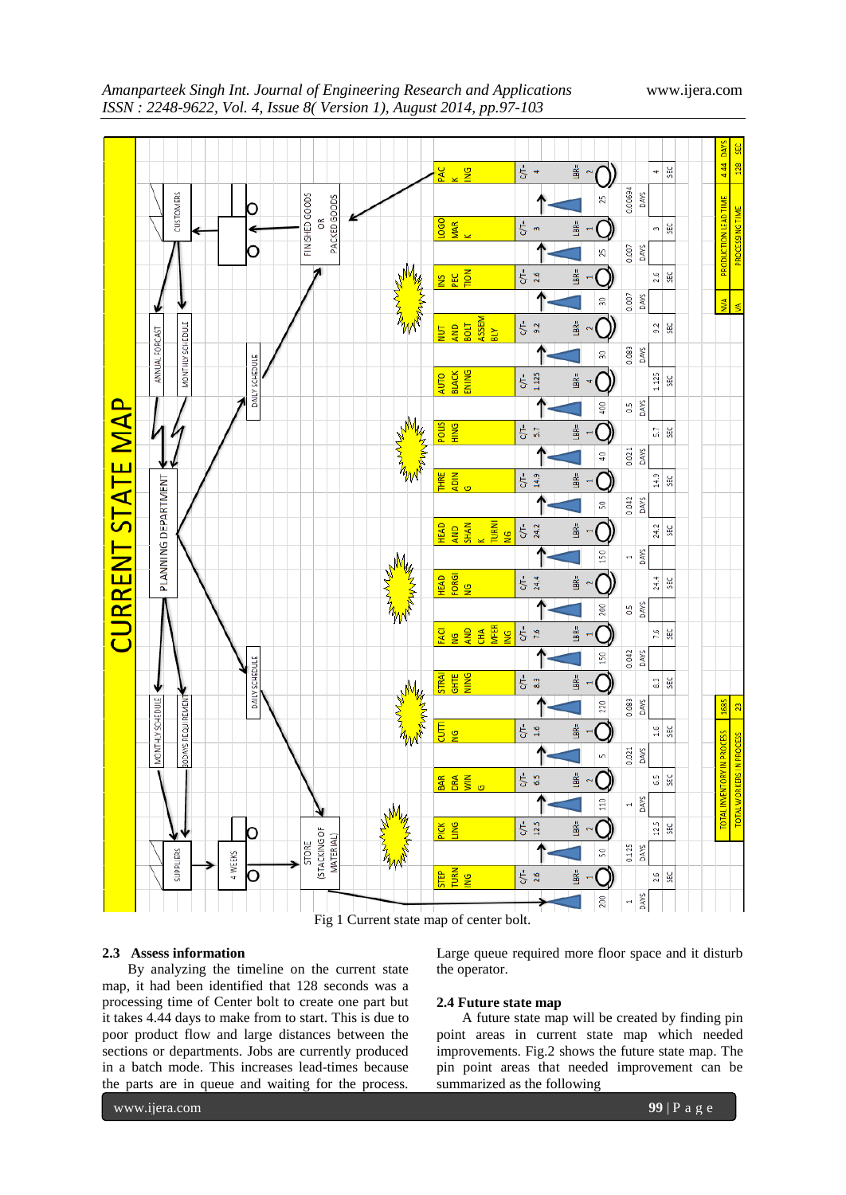Fig 1 Current state map of center bolt.

### 2.3 Assess information

By analyzing the timeline on the current state map, it had been identified that 128 seconds was a processing time of Center bolt to create one part but it takes 4.44 days to make from to start. This is due to poor product flow and large distances between the sections or departments. Jobs are currently produced in a batch mode. This increases lead-times because the parts are in queue and waiting for the process. Large queue required more floor space and it disturb the operator.

### 2.4 Future state map

A future state map will be created by finding pin point areas in current state map which needed improvements. Fig.2 shows the future state map. The pin point areas that needed improvement can be summarized as the following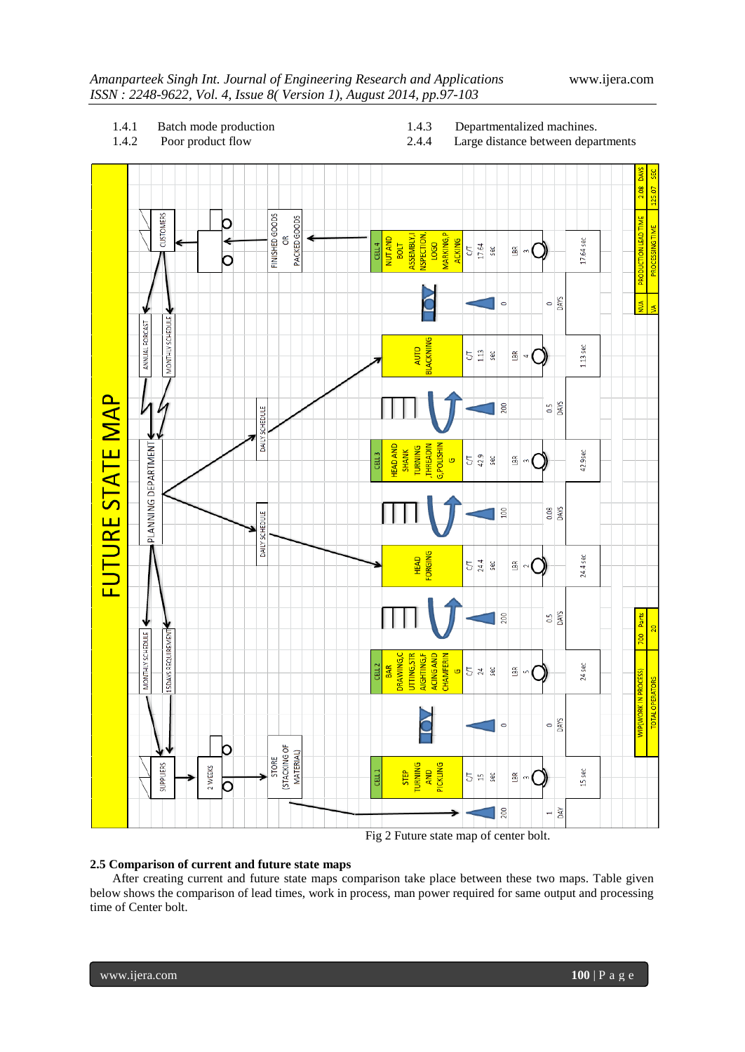1.4.1 Batch mode production
1.4.2 Poor product flow
1.4.3 Departmentalized machines.
2.4.4 Large distance between departments

FUTURE STATE MAP

| Process | C/T | LBR | Inventory | Time |
|---|---|---|---|---|
| CELL 1 STEP TURNING AND PICKLING | 15 sec | 3 | 200 | 1 DAY |
| CELL 2 BAR DRAWING,CUTTING,STRAIGHTING,FACING AND CHAMFERING | 24 sec | 5 | 0 | 0 DAYS |
| HEAD FORGING | 24.4 sec | 2 | 200 | 0.5 DAYS |
| CELL 3 HEAD AND SHANK TURNING ,THREADING,POLISHING | 42.9 sec | 3 | 100 | 0.08 DAYS |
| AUTO BLACKNING | 1.13 sec | 4 | 200 | 0.5 DAYS |
| CELL 4 NUT AND BOLT ASSEMBLY,INSPECTION, LOGO MARKING,PACKING | 17.64 sec | 3 | 0 | 0 DAYS |

| | |
|---|---|
| NVA PRODUCTION LEAD TIME | 2.08 DAYS |
| VA PROCESSING TIME | 125.07 SEC |
| WIP(WORK IN PROCESS) | 700 Parts |
| TOTAL OPERATORS | 20 |

Fig 2 Future state map of center bolt.

**2.5 Comparison of current and future state maps**

After creating current and future state maps comparison take place between these two maps. Table given below shows the comparison of lead times, work in process, man power required for same output and processing time of Center bolt.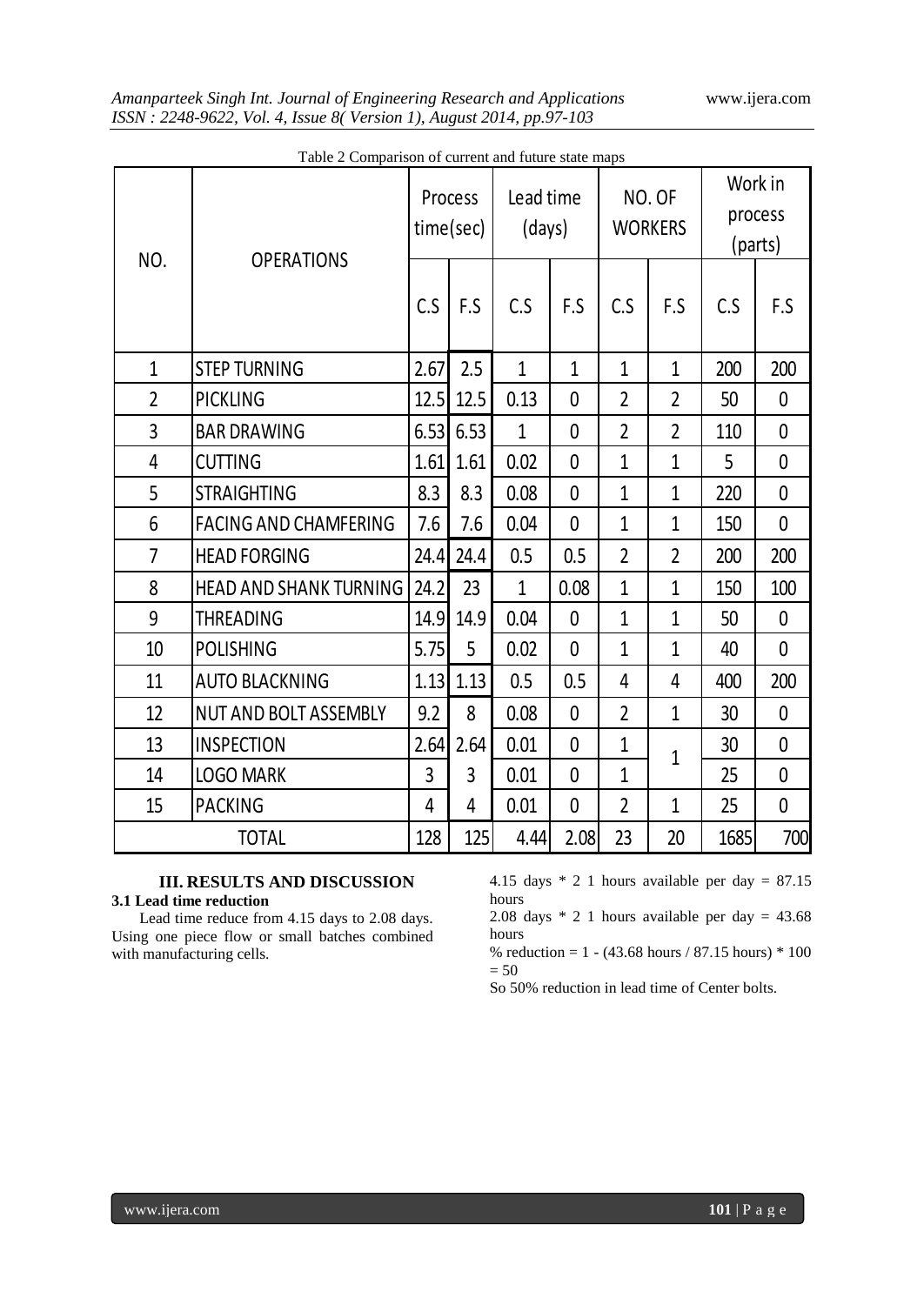Table 2 Comparison of current and future state maps

| NO. | OPERATIONS | Process time(sec) | | Lead time (days) | | NO. OF WORKERS | | Work in process (parts) | |
|---|---|---|---|---|---|---|---|---|---|
| | | C.S | F.S | C.S | F.S | C.S | F.S | C.S | F.S |
| 1 | STEP TURNING | 2.67 | 2.5 | 1 | 1 | 1 | 1 | 200 | 200 |
| 2 | PICKLING | 12.5 | 12.5 | 0.13 | 0 | 2 | 2 | 50 | 0 |
| 3 | BAR DRAWING | 6.53 | 6.53 | 1 | 0 | 2 | 2 | 110 | 0 |
| 4 | CUTTING | 1.61 | 1.61 | 0.02 | 0 | 1 | 1 | 5 | 0 |
| 5 | STRAIGHTING | 8.3 | 8.3 | 0.08 | 0 | 1 | 1 | 220 | 0 |
| 6 | FACING AND CHAMFERING | 7.6 | 7.6 | 0.04 | 0 | 1 | 1 | 150 | 0 |
| 7 | HEAD FORGING | 24.4 | 24.4 | 0.5 | 0.5 | 2 | 2 | 200 | 200 |
| 8 | HEAD AND SHANK TURNING | 24.2 | 23 | 1 | 0.08 | 1 | 1 | 150 | 100 |
| 9 | THREADING | 14.9 | 14.9 | 0.04 | 0 | 1 | 1 | 50 | 0 |
| 10 | POLISHING | 5.75 | 5 | 0.02 | 0 | 1 | 1 | 40 | 0 |
| 11 | AUTO BLACKNING | 1.13 | 1.13 | 0.5 | 0.5 | 4 | 4 | 400 | 200 |
| 12 | NUT AND BOLT ASSEMBLY | 9.2 | 8 | 0.08 | 0 | 2 | 1 | 30 | 0 |
| 13 | INSPECTION | 2.64 | 2.64 | 0.01 | 0 | 1 | 1 | 30 | 0 |
| 14 | LOGO MARK | 3 | 3 | 0.01 | 0 | 1 | | 25 | 0 |
| 15 | PACKING | 4 | 4 | 0.01 | 0 | 2 | 1 | 25 | 0 |
| TOTAL | | 128 | 125 | 4.44 | 2.08 | 23 | 20 | 1685 | 700 |

## III. RESULTS AND DISCUSSION

### 3.1 Lead time reduction

Lead time reduce from 4.15 days to 2.08 days. Using one piece flow or small batches combined with manufacturing cells.

4.15 days * 2 1 hours available per day = 87.15 hours

2.08 days * 2 1 hours available per day = 43.68 hours

% reduction = 1 - (43.68 hours / 87.15 hours) * 100 = 50

So 50% reduction in lead time of Center bolts.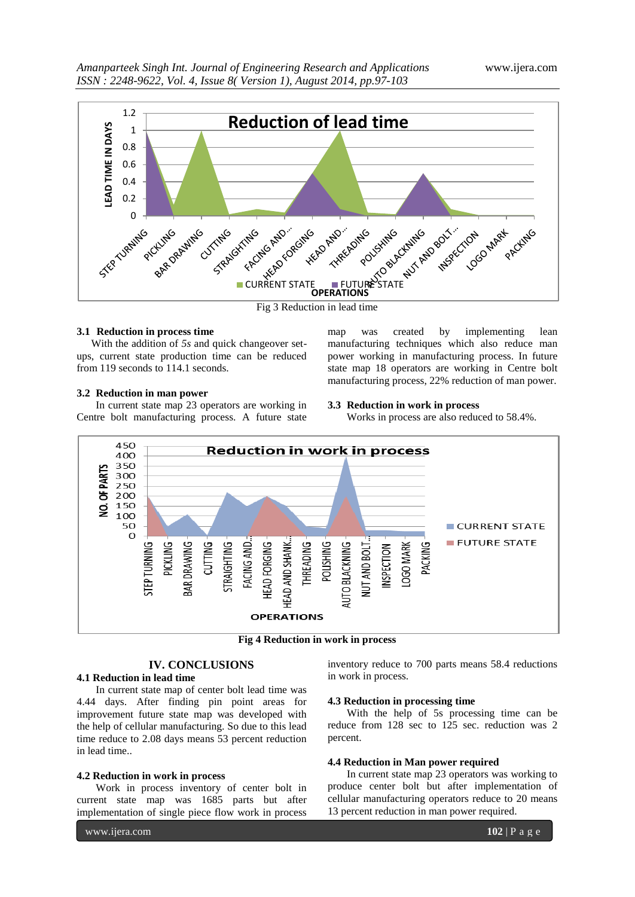Fig 3 Reduction in lead time

### 3.1 Reduction in process time

With the addition of *5s* and quick changeover set-ups, current state production time can be reduced from 119 seconds to 114.1 seconds.

### 3.2 Reduction in man power

In current state map 23 operators are working in Centre bolt manufacturing process. A future state map was created by implementing lean manufacturing techniques which also reduce man power working in manufacturing process. In future state map 18 operators are working in Centre bolt manufacturing process, 22% reduction of man power.

### 3.3 Reduction in work in process

Works in process are also reduced to 58.4%.

**Fig 4 Reduction in work in process**

## IV. CONCLUSIONS

### 4.1 Reduction in lead time

In current state map of center bolt lead time was 4.44 days. After finding pin point areas for improvement future state map was developed with the help of cellular manufacturing. So due to this lead time reduce to 2.08 days means 53 percent reduction in lead time..

### 4.2 Reduction in work in process

Work in process inventory of center bolt in current state map was 1685 parts but after implementation of single piece flow work in process inventory reduce to 700 parts means 58.4 reductions in work in process.

### 4.3 Reduction in processing time

With the help of 5s processing time can be reduce from 128 sec to 125 sec. reduction was 2 percent.

### 4.4 Reduction in Man power required

In current state map 23 operators was working to produce center bolt but after implementation of cellular manufacturing operators reduce to 20 means 13 percent reduction in man power required.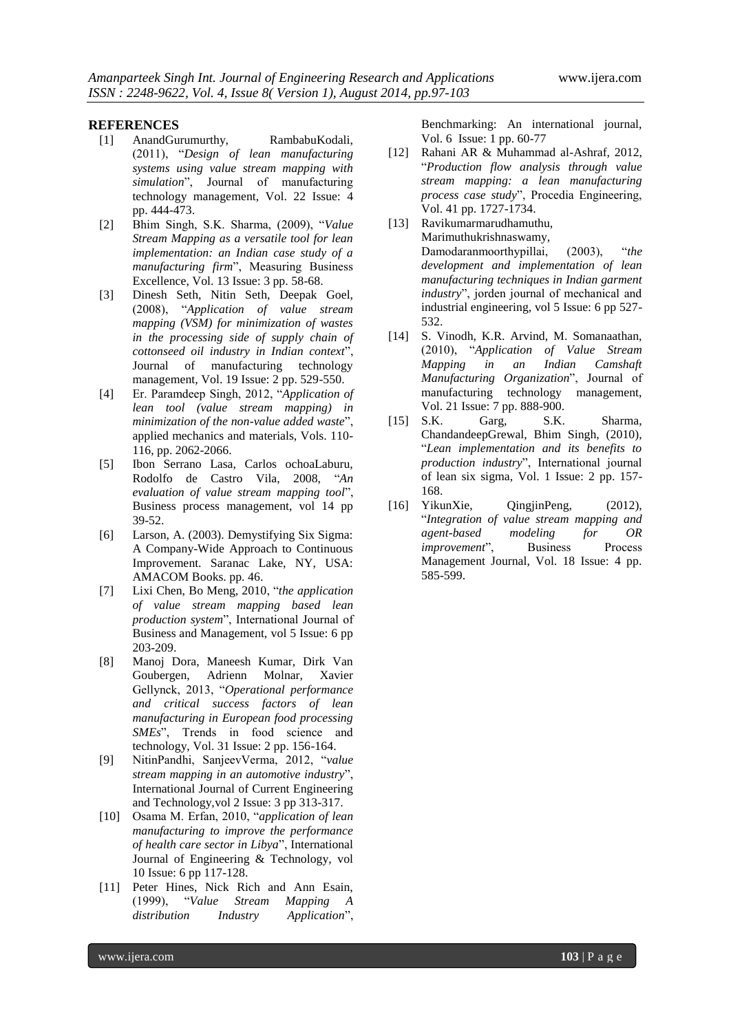## REFERENCES

[1] AnandGurumurthy, RambabuKodali, (2011), "*Design of lean manufacturing systems using value stream mapping with simulation*", Journal of manufacturing technology management, Vol. 22 Issue: 4 pp. 444-473.

[2] Bhim Singh, S.K. Sharma, (2009), "*Value Stream Mapping as a versatile tool for lean implementation: an Indian case study of a manufacturing firm*", Measuring Business Excellence, Vol. 13 Issue: 3 pp. 58-68.

[3] Dinesh Seth, Nitin Seth, Deepak Goel, (2008), "*Application of value stream mapping (VSM) for minimization of wastes in the processing side of supply chain of cottonseed oil industry in Indian context*", Journal of manufacturing technology management, Vol. 19 Issue: 2 pp. 529-550.

[4] Er. Paramdeep Singh, 2012, "*Application of lean tool (value stream mapping) in minimization of the non-value added waste*", applied mechanics and materials, Vols. 110-116, pp. 2062-2066.

[5] Ibon Serrano Lasa, Carlos ochoaLaburu, Rodolfo de Castro Vila, 2008, "*An evaluation of value stream mapping tool*", Business process management, vol 14 pp 39-52.

[6] Larson, A. (2003). Demystifying Six Sigma: A Company-Wide Approach to Continuous Improvement. Saranac Lake, NY, USA: AMACOM Books. pp. 46.

[7] Lixi Chen, Bo Meng, 2010, "*the application of value stream mapping based lean production system*", International Journal of Business and Management, vol 5 Issue: 6 pp 203-209.

[8] Manoj Dora, Maneesh Kumar, Dirk Van Goubergen, Adrienn Molnar, Xavier Gellynck, 2013, "*Operational performance and critical success factors of lean manufacturing in European food processing SMEs*", Trends in food science and technology, Vol. 31 Issue: 2 pp. 156-164.

[9] NitinPandhi, SanjeevVerma, 2012, "*value stream mapping in an automotive industry*", International Journal of Current Engineering and Technology,vol 2 Issue: 3 pp 313-317.

[10] Osama M. Erfan, 2010, "*application of lean manufacturing to improve the performance of health care sector in Libya*", International Journal of Engineering & Technology, vol 10 Issue: 6 pp 117-128.

[11] Peter Hines, Nick Rich and Ann Esain, (1999), "*Value Stream Mapping A distribution Industry Application*", Benchmarking: An international journal, Vol. 6 Issue: 1 pp. 60-77

[12] Rahani AR & Muhammad al-Ashraf, 2012, "*Production flow analysis through value stream mapping: a lean manufacturing process case study*", Procedia Engineering, Vol. 41 pp. 1727-1734.

[13] Ravikumarmarudhamuthu, Marimuthukrishnaswamy, Damodaranmoorthypillai, (2003), "*the development and implementation of lean manufacturing techniques in Indian garment industry*", jorden journal of mechanical and industrial engineering, vol 5 Issue: 6 pp 527-532.

[14] S. Vinodh, K.R. Arvind, M. Somanaathan, (2010), "*Application of Value Stream Mapping in an Indian Camshaft Manufacturing Organization*", Journal of manufacturing technology management, Vol. 21 Issue: 7 pp. 888-900.

[15] S.K. Garg, S.K. Sharma, ChandandeepGrewal, Bhim Singh, (2010), "*Lean implementation and its benefits to production industry*", International journal of lean six sigma, Vol. 1 Issue: 2 pp. 157-168.

[16] YikunXie, QingjinPeng, (2012), "*Integration of value stream mapping and agent-based modeling for OR improvement*", Business Process Management Journal, Vol. 18 Issue: 4 pp. 585-599.